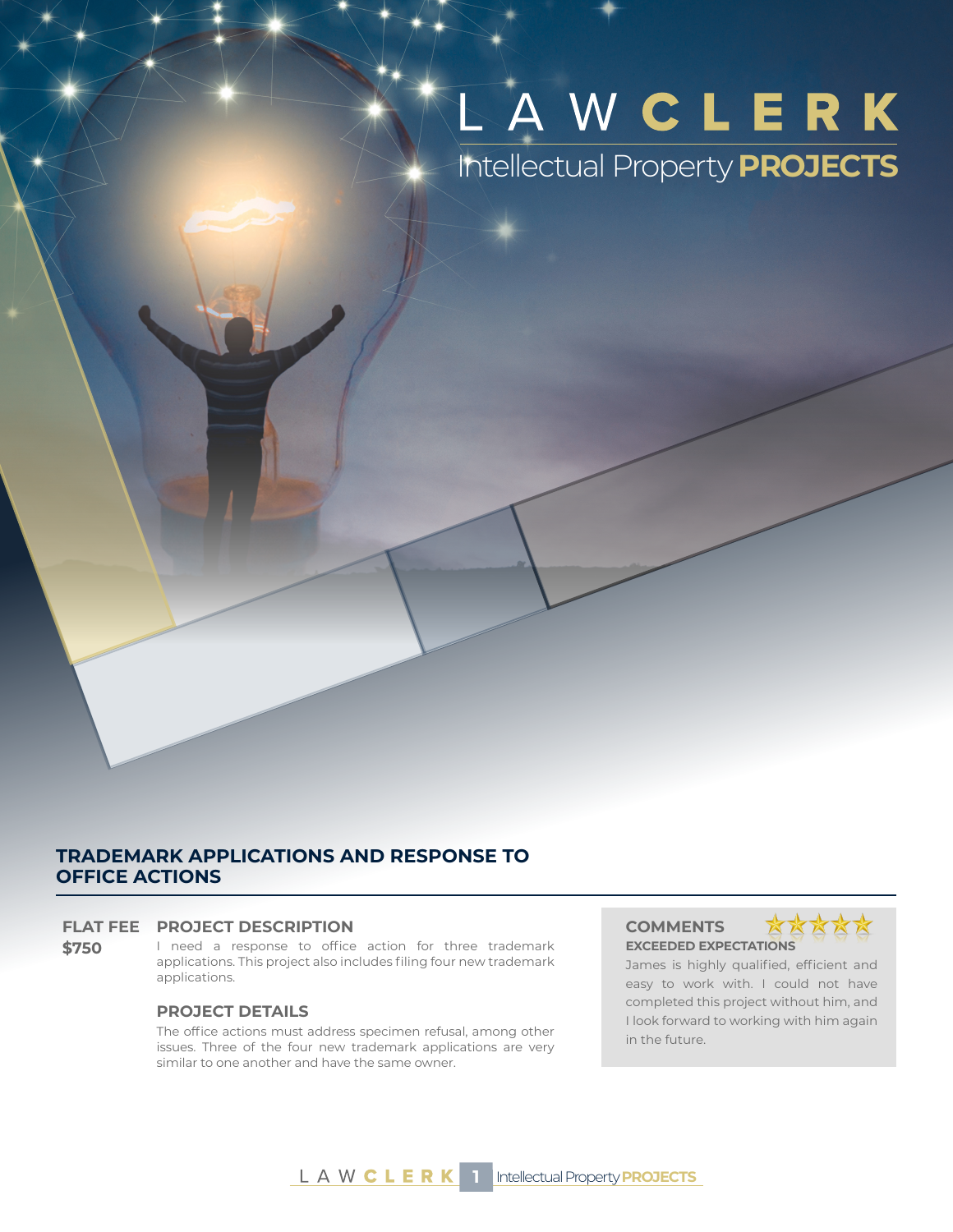# LAW CLERK

## Intellectual Property PROJECTS

## TRADEMARK APPLICATIONS AND RESPONSE TO OFFICE ACTIONS

**FLAT FEE**

**$750**

### PROJECT DESCRIPTION

I need a response to office action for three trademark applications. This project also includes filing four new trademark applications.

### PROJECT DETAILS

The office actions must address specimen refusal, among other issues. Three of the four new trademark applications are very similar to one another and have the same owner.

### COMMENTS

★★★★★

**EXCEEDED EXPECTATIONS**

James is highly qualified, efficient and easy to work with. I could not have completed this project without him, and I look forward to working with him again in the future.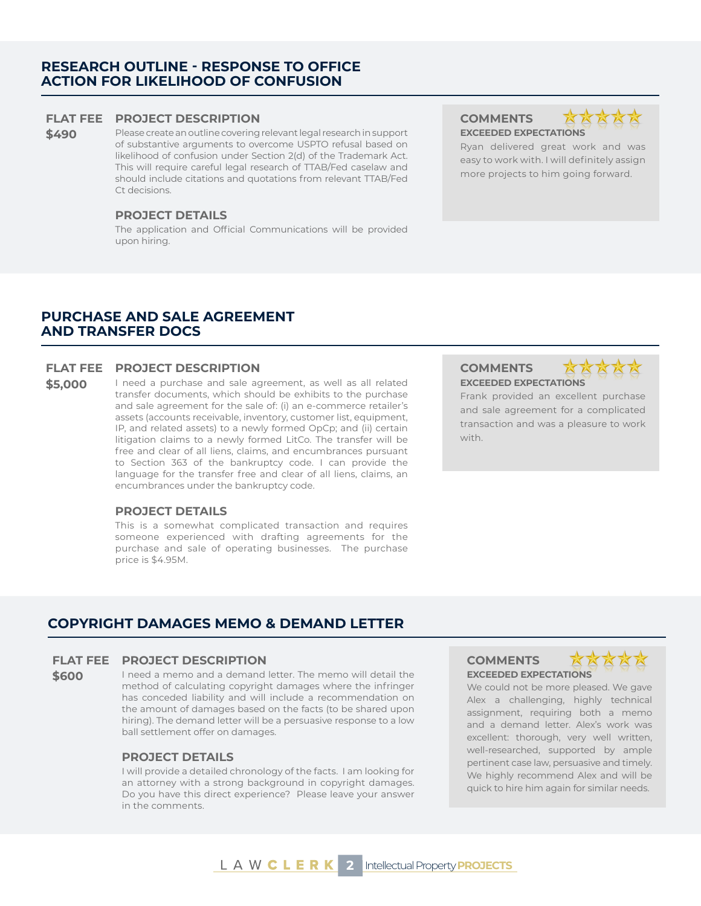## RESEARCH OUTLINE - RESPONSE TO OFFICE ACTION FOR LIKELIHOOD OF CONFUSION

**FLAT FEE**

**$490**

**PROJECT DESCRIPTION**

Please create an outline covering relevant legal research in support of substantive arguments to overcome USPTO refusal based on likelihood of confusion under Section 2(d) of the Trademark Act. This will require careful legal research of TTAB/Fed caselaw and should include citations and quotations from relevant TTAB/Fed Ct decisions.

**PROJECT DETAILS**

The application and Official Communications will be provided upon hiring.

**COMMENTS**

**EXCEEDED EXPECTATIONS**

Ryan delivered great work and was easy to work with. I will definitely assign more projects to him going forward.

## PURCHASE AND SALE AGREEMENT AND TRANSFER DOCS

**FLAT FEE**

**$5,000**

**PROJECT DESCRIPTION**

I need a purchase and sale agreement, as well as all related transfer documents, which should be exhibits to the purchase and sale agreement for the sale of: (i) an e-commerce retailer's assets (accounts receivable, inventory, customer list, equipment, IP, and related assets) to a newly formed OpCp; and (ii) certain litigation claims to a newly formed LitCo. The transfer will be free and clear of all liens, claims, and encumbrances pursuant to Section 363 of the bankruptcy code. I can provide the language for the transfer free and clear of all liens, claims, an encumbrances under the bankruptcy code.

**PROJECT DETAILS**

This is a somewhat complicated transaction and requires someone experienced with drafting agreements for the purchase and sale of operating businesses. The purchase price is $4.95M.

**COMMENTS**

**EXCEEDED EXPECTATIONS**

Frank provided an excellent purchase and sale agreement for a complicated transaction and was a pleasure to work with.

## COPYRIGHT DAMAGES MEMO & DEMAND LETTER

**FLAT FEE**

**$600**

**PROJECT DESCRIPTION**

I need a memo and a demand letter. The memo will detail the method of calculating copyright damages where the infringer has conceded liability and will include a recommendation on the amount of damages based on the facts (to be shared upon hiring). The demand letter will be a persuasive response to a low ball settlement offer on damages.

**PROJECT DETAILS**

I will provide a detailed chronology of the facts. I am looking for an attorney with a strong background in copyright damages. Do you have this direct experience? Please leave your answer in the comments.

**COMMENTS**

**EXCEEDED EXPECTATIONS**

We could not be more pleased. We gave Alex a challenging, highly technical assignment, requiring both a memo and a demand letter. Alex's work was excellent: thorough, very well written, well-researched, supported by ample pertinent case law, persuasive and timely. We highly recommend Alex and will be quick to hire him again for similar needs.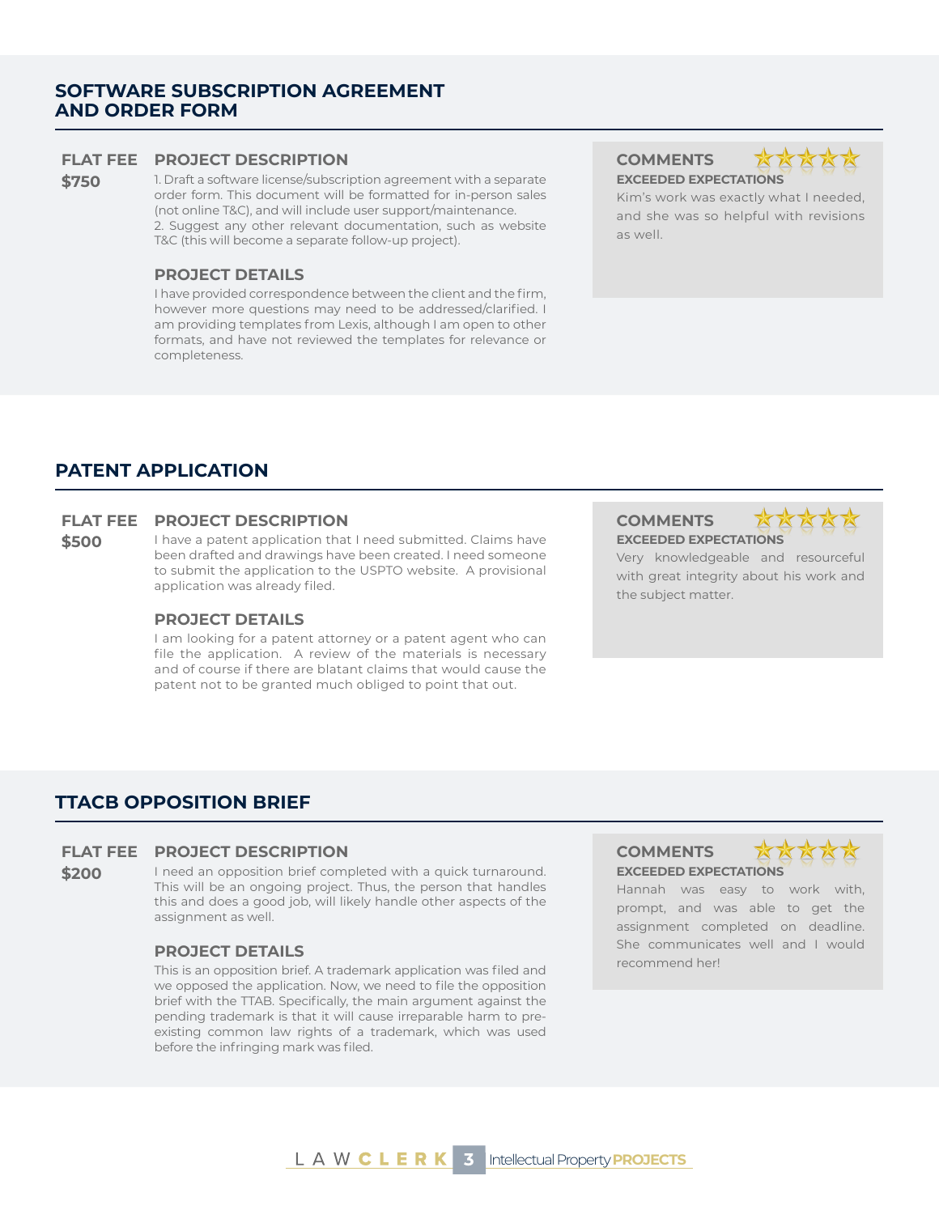## SOFTWARE SUBSCRIPTION AGREEMENT AND ORDER FORM

**FLAT FEE**
**$750**

### PROJECT DESCRIPTION

1. Draft a software license/subscription agreement with a separate order form. This document will be formatted for in-person sales (not online T&C), and will include user support/maintenance.
2. Suggest any other relevant documentation, such as website T&C (this will become a separate follow-up project).

### PROJECT DETAILS

I have provided correspondence between the client and the firm, however more questions may need to be addressed/clarified. I am providing templates from Lexis, although I am open to other formats, and have not reviewed the templates for relevance or completeness.

### COMMENTS

**EXCEEDED EXPECTATIONS**

Kim's work was exactly what I needed, and she was so helpful with revisions as well.

## PATENT APPLICATION

**FLAT FEE**
**$500**

### PROJECT DESCRIPTION

I have a patent application that I need submitted. Claims have been drafted and drawings have been created. I need someone to submit the application to the USPTO website. A provisional application was already filed.

### PROJECT DETAILS

I am looking for a patent attorney or a patent agent who can file the application. A review of the materials is necessary and of course if there are blatant claims that would cause the patent not to be granted much obliged to point that out.

### COMMENTS

**EXCEEDED EXPECTATIONS**

Very knowledgeable and resourceful with great integrity about his work and the subject matter.

## TTACB OPPOSITION BRIEF

**FLAT FEE**
**$200**

### PROJECT DESCRIPTION

I need an opposition brief completed with a quick turnaround. This will be an ongoing project. Thus, the person that handles this and does a good job, will likely handle other aspects of the assignment as well.

### PROJECT DETAILS

This is an opposition brief. A trademark application was filed and we opposed the application. Now, we need to file the opposition brief with the TTAB. Specifically, the main argument against the pending trademark is that it will cause irreparable harm to pre-existing common law rights of a trademark, which was used before the infringing mark was filed.

### COMMENTS

**EXCEEDED EXPECTATIONS**

Hannah was easy to work with, prompt, and was able to get the assignment completed on deadline. She communicates well and I would recommend her!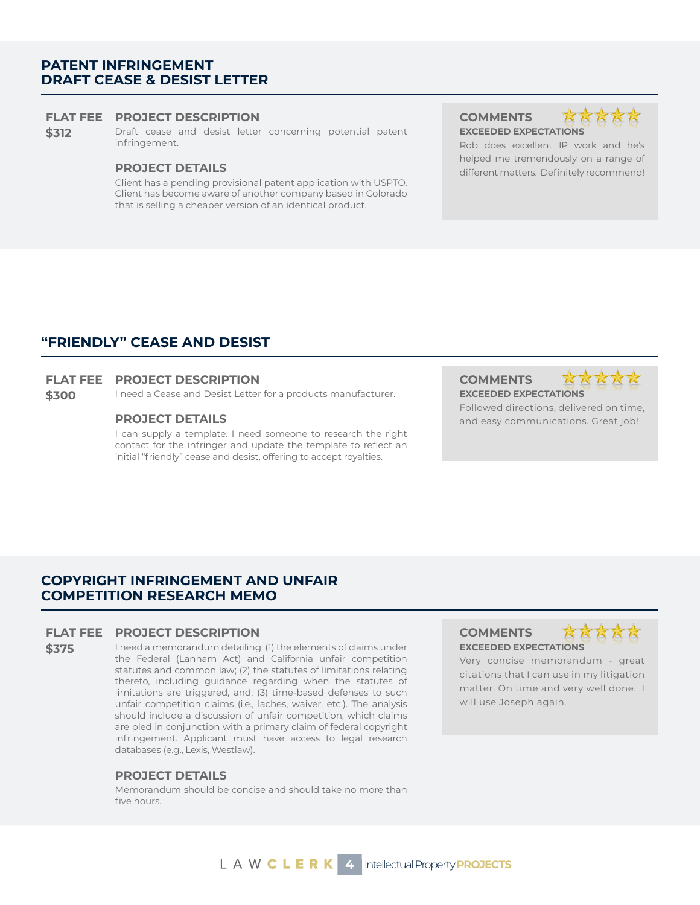## PATENT INFRINGEMENT DRAFT CEASE & DESIST LETTER

**FLAT FEE**
**$312**

**PROJECT DESCRIPTION**

Draft cease and desist letter concerning potential patent infringement.

**PROJECT DETAILS**

Client has a pending provisional patent application with USPTO. Client has become aware of another company based in Colorado that is selling a cheaper version of an identical product.

**COMMENTS** ★★★★★

**EXCEEDED EXPECTATIONS**

Rob does excellent IP work and he's helped me tremendously on a range of different matters. Definitely recommend!

## "FRIENDLY" CEASE AND DESIST

**FLAT FEE**
**$300**

**PROJECT DESCRIPTION**

I need a Cease and Desist Letter for a products manufacturer.

**PROJECT DETAILS**

I can supply a template. I need someone to research the right contact for the infringer and update the template to reflect an initial "friendly" cease and desist, offering to accept royalties.

**COMMENTS** ★★★★★

**EXCEEDED EXPECTATIONS**

Followed directions, delivered on time, and easy communications. Great job!

## COPYRIGHT INFRINGEMENT AND UNFAIR COMPETITION RESEARCH MEMO

**FLAT FEE**
**$375**

**PROJECT DESCRIPTION**

I need a memorandum detailing: (1) the elements of claims under the Federal (Lanham Act) and California unfair competition statutes and common law; (2) the statutes of limitations relating thereto, including guidance regarding when the statutes of limitations are triggered, and; (3) time-based defenses to such unfair competition claims (i.e., laches, waiver, etc.). The analysis should include a discussion of unfair competition, which claims are pled in conjunction with a primary claim of federal copyright infringement. Applicant must have access to legal research databases (e.g., Lexis, Westlaw).

**PROJECT DETAILS**

Memorandum should be concise and should take no more than five hours.

**COMMENTS** ★★★★★

**EXCEEDED EXPECTATIONS**

Very concise memorandum - great citations that I can use in my litigation matter. On time and very well done. I will use Joseph again.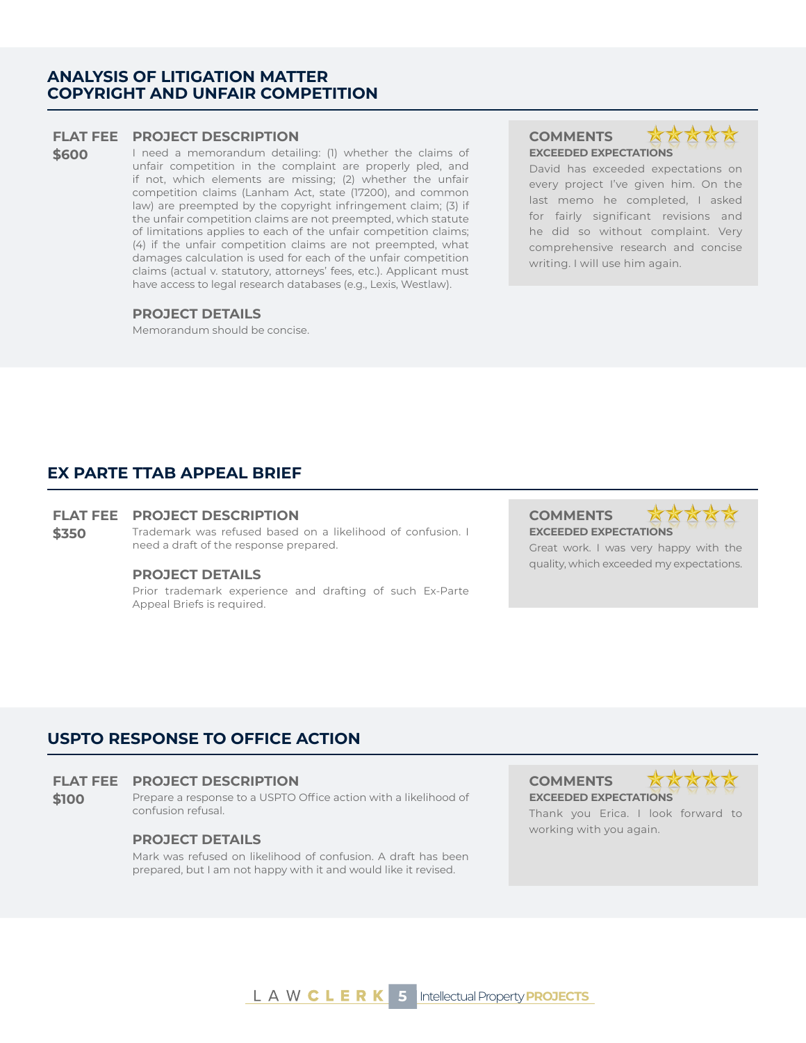## ANALYSIS OF LITIGATION MATTER COPYRIGHT AND UNFAIR COMPETITION

**FLAT FEE**
**$600**

**PROJECT DESCRIPTION**

I need a memorandum detailing: (1) whether the claims of unfair competition in the complaint are properly pled, and if not, which elements are missing; (2) whether the unfair competition claims (Lanham Act, state (17200), and common law) are preempted by the copyright infringement claim; (3) if the unfair competition claims are not preempted, which statute of limitations applies to each of the unfair competition claims; (4) if the unfair competition claims are not preempted, what damages calculation is used for each of the unfair competition claims (actual v. statutory, attorneys' fees, etc.). Applicant must have access to legal research databases (e.g., Lexis, Westlaw).

**PROJECT DETAILS**

Memorandum should be concise.

**COMMENTS** ★★★★★
**EXCEEDED EXPECTATIONS**

David has exceeded expectations on every project I've given him. On the last memo he completed, I asked for fairly significant revisions and he did so without complaint. Very comprehensive research and concise writing. I will use him again.

## EX PARTE TTAB APPEAL BRIEF

**FLAT FEE**
**$350**

**PROJECT DESCRIPTION**

Trademark was refused based on a likelihood of confusion. I need a draft of the response prepared.

**PROJECT DETAILS**

Prior trademark experience and drafting of such Ex-Parte Appeal Briefs is required.

**COMMENTS** ★★★★★
**EXCEEDED EXPECTATIONS**

Great work. I was very happy with the quality, which exceeded my expectations.

## USPTO RESPONSE TO OFFICE ACTION

**FLAT FEE**
**$100**

**PROJECT DESCRIPTION**

Prepare a response to a USPTO Office action with a likelihood of confusion refusal.

**PROJECT DETAILS**

Mark was refused on likelihood of confusion. A draft has been prepared, but I am not happy with it and would like it revised.

**COMMENTS** ★★★★★
**EXCEEDED EXPECTATIONS**

Thank you Erica. I look forward to working with you again.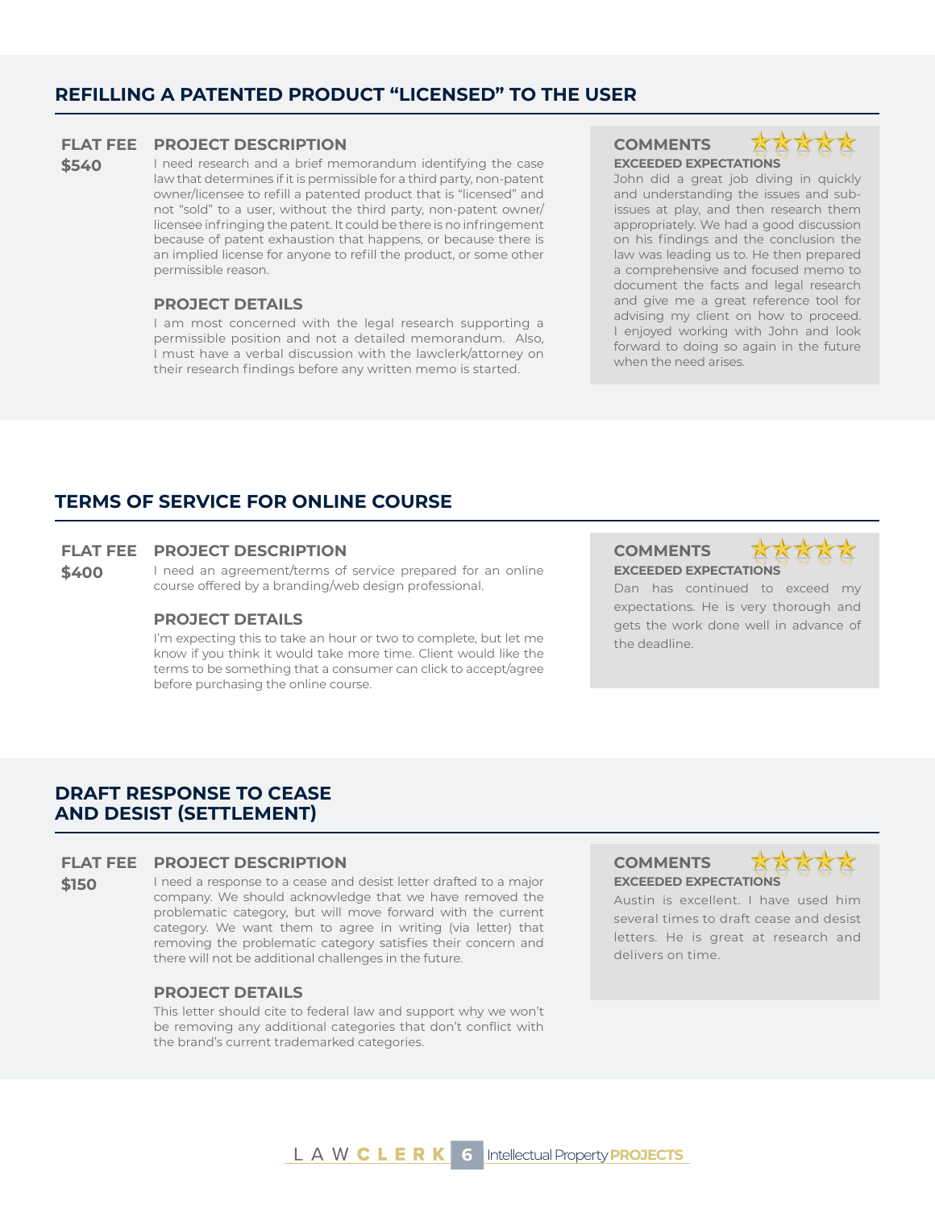## REFILLING A PATENTED PRODUCT "LICENSED" TO THE USER

**FLAT FEE**
**$540**

### PROJECT DESCRIPTION

I need research and a brief memorandum identifying the case law that determines if it is permissible for a third party, non-patent owner/licensee to refill a patented product that is "licensed" and not "sold" to a user, without the third party, non-patent owner/licensee infringing the patent. It could be there is no infringement because of patent exhaustion that happens, or because there is an implied license for anyone to refill the product, or some other permissible reason.

### PROJECT DETAILS

I am most concerned with the legal research supporting a permissible position and not a detailed memorandum. Also, I must have a verbal discussion with the lawclerk/attorney on their research findings before any written memo is started.

### COMMENTS

**EXCEEDED EXPECTATIONS**

John did a great job diving in quickly and understanding the issues and sub-issues at play, and then research them appropriately. We had a good discussion on his findings and the conclusion the law was leading us to. He then prepared a comprehensive and focused memo to document the facts and legal research and give me a great reference tool for advising my client on how to proceed. I enjoyed working with John and look forward to doing so again in the future when the need arises.

## TERMS OF SERVICE FOR ONLINE COURSE

**FLAT FEE**
**$400**

### PROJECT DESCRIPTION

I need an agreement/terms of service prepared for an online course offered by a branding/web design professional.

### PROJECT DETAILS

I'm expecting this to take an hour or two to complete, but let me know if you think it would take more time. Client would like the terms to be something that a consumer can click to accept/agree before purchasing the online course.

### COMMENTS

**EXCEEDED EXPECTATIONS**

Dan has continued to exceed my expectations. He is very thorough and gets the work done well in advance of the deadline.

## DRAFT RESPONSE TO CEASE AND DESIST (SETTLEMENT)

**FLAT FEE**
**$150**

### PROJECT DESCRIPTION

I need a response to a cease and desist letter drafted to a major company. We should acknowledge that we have removed the problematic category, but will move forward with the current category. We want them to agree in writing (via letter) that removing the problematic category satisfies their concern and there will not be additional challenges in the future.

### PROJECT DETAILS

This letter should cite to federal law and support why we won't be removing any additional categories that don't conflict with the brand's current trademarked categories.

### COMMENTS

**EXCEEDED EXPECTATIONS**

Austin is excellent. I have used him several times to draft cease and desist letters. He is great at research and delivers on time.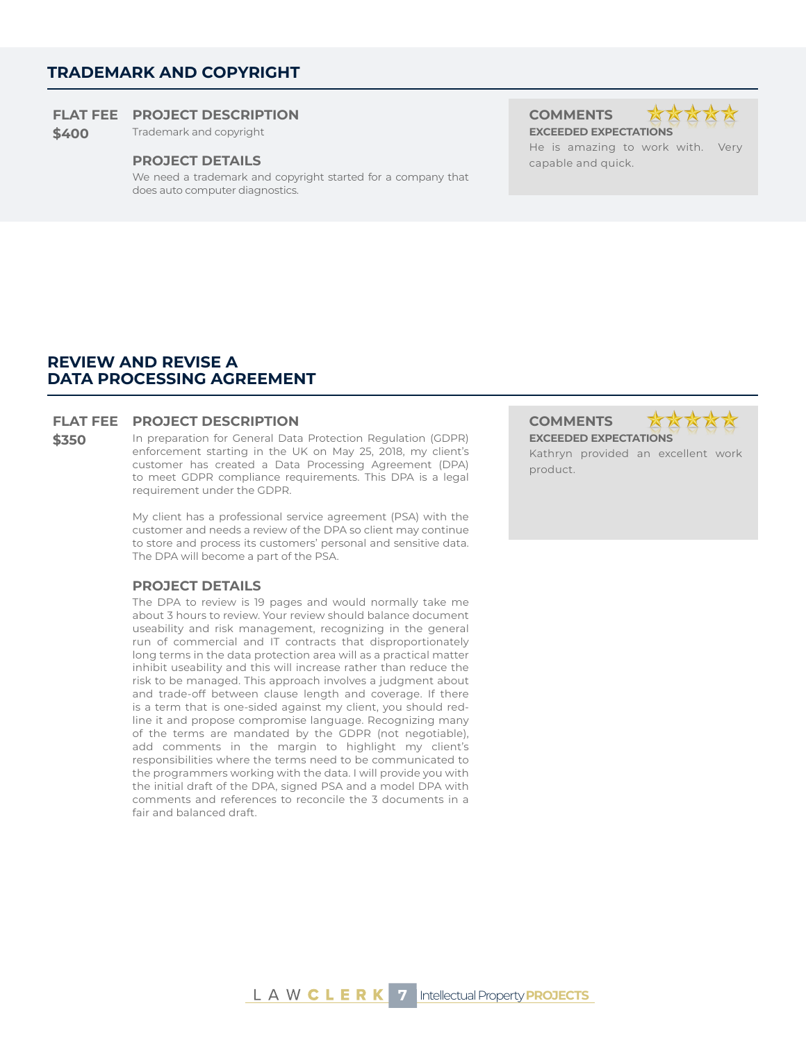## TRADEMARK AND COPYRIGHT

**FLAT FEE**
**$400**

### PROJECT DESCRIPTION

Trademark and copyright

### PROJECT DETAILS

We need a trademark and copyright started for a company that does auto computer diagnostics.

### COMMENTS

**EXCEEDED EXPECTATIONS**

He is amazing to work with. Very capable and quick.

## REVIEW AND REVISE A DATA PROCESSING AGREEMENT

**FLAT FEE**
**$350**

### PROJECT DESCRIPTION

In preparation for General Data Protection Regulation (GDPR) enforcement starting in the UK on May 25, 2018, my client's customer has created a Data Processing Agreement (DPA) to meet GDPR compliance requirements. This DPA is a legal requirement under the GDPR.

My client has a professional service agreement (PSA) with the customer and needs a review of the DPA so client may continue to store and process its customers' personal and sensitive data. The DPA will become a part of the PSA.

### PROJECT DETAILS

The DPA to review is 19 pages and would normally take me about 3 hours to review. Your review should balance document useability and risk management, recognizing in the general run of commercial and IT contracts that disproportionately long terms in the data protection area will as a practical matter inhibit useability and this will increase rather than reduce the risk to be managed. This approach involves a judgment about and trade-off between clause length and coverage. If there is a term that is one-sided against my client, you should red-line it and propose compromise language. Recognizing many of the terms are mandated by the GDPR (not negotiable), add comments in the margin to highlight my client's responsibilities where the terms need to be communicated to the programmers working with the data. I will provide you with the initial draft of the DPA, signed PSA and a model DPA with comments and references to reconcile the 3 documents in a fair and balanced draft.

### COMMENTS

**EXCEEDED EXPECTATIONS**

Kathryn provided an excellent work product.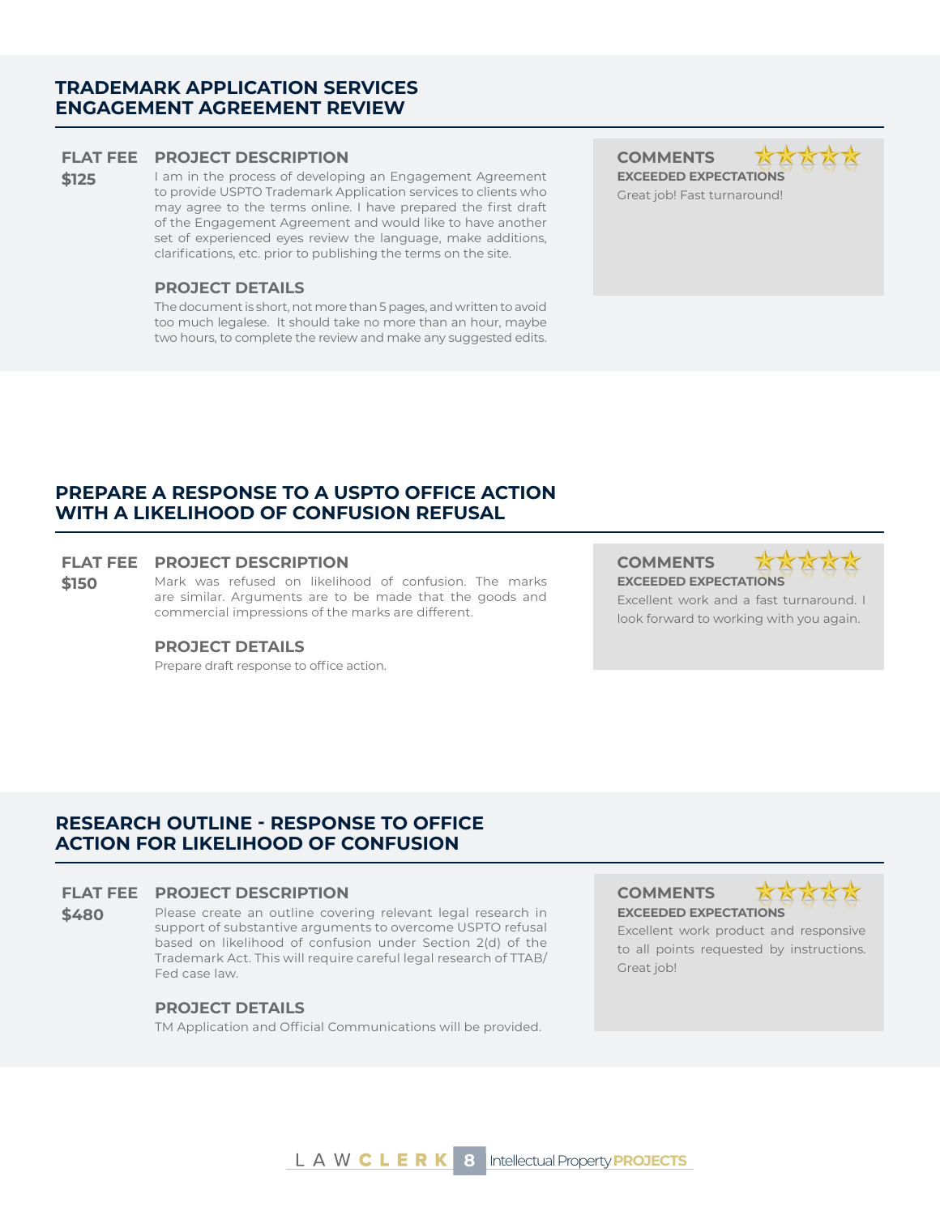## TRADEMARK APPLICATION SERVICES ENGAGEMENT AGREEMENT REVIEW

**FLAT FEE**

**$125**

**PROJECT DESCRIPTION**

I am in the process of developing an Engagement Agreement to provide USPTO Trademark Application services to clients who may agree to the terms online. I have prepared the first draft of the Engagement Agreement and would like to have another set of experienced eyes review the language, make additions, clarifications, etc. prior to publishing the terms on the site.

**PROJECT DETAILS**

The document is short, not more than 5 pages, and written to avoid too much legalese. It should take no more than an hour, maybe two hours, to complete the review and make any suggested edits.

**COMMENTS** ★★★★★

**EXCEEDED EXPECTATIONS**

Great job! Fast turnaround!

## PREPARE A RESPONSE TO A USPTO OFFICE ACTION WITH A LIKELIHOOD OF CONFUSION REFUSAL

**FLAT FEE**

**$150**

**PROJECT DESCRIPTION**

Mark was refused on likelihood of confusion. The marks are similar. Arguments are to be made that the goods and commercial impressions of the marks are different.

**PROJECT DETAILS**

Prepare draft response to office action.

**COMMENTS** ★★★★★

**EXCEEDED EXPECTATIONS**

Excellent work and a fast turnaround. I look forward to working with you again.

## RESEARCH OUTLINE - RESPONSE TO OFFICE ACTION FOR LIKELIHOOD OF CONFUSION

**FLAT FEE**

**$480**

**PROJECT DESCRIPTION**

Please create an outline covering relevant legal research in support of substantive arguments to overcome USPTO refusal based on likelihood of confusion under Section 2(d) of the Trademark Act. This will require careful legal research of TTAB/ Fed case law.

**PROJECT DETAILS**

TM Application and Official Communications will be provided.

**COMMENTS** ★★★★★

**EXCEEDED EXPECTATIONS**

Excellent work product and responsive to all points requested by instructions. Great job!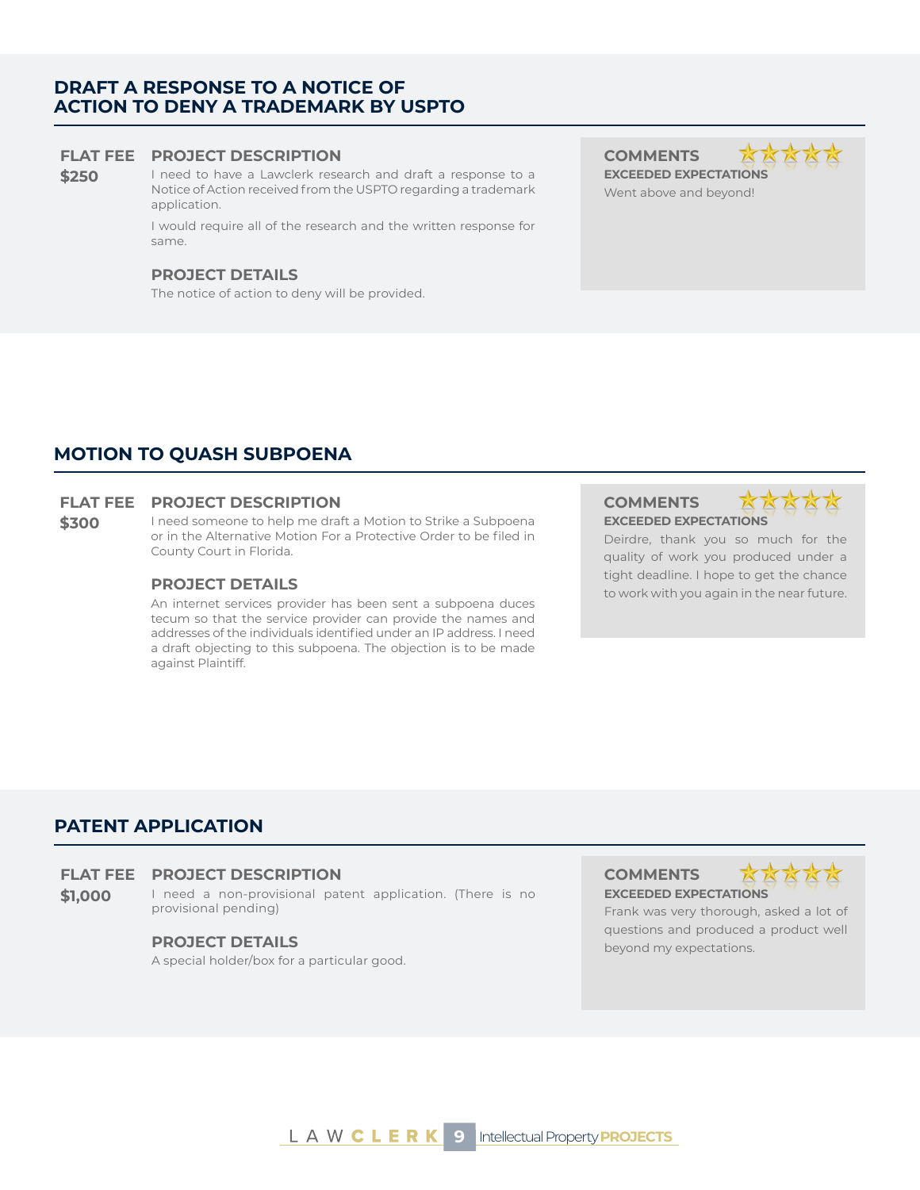## DRAFT A RESPONSE TO A NOTICE OF ACTION TO DENY A TRADEMARK BY USPTO

**FLAT FEE**

**$250**

**PROJECT DESCRIPTION**

I need to have a Lawclerk research and draft a response to a Notice of Action received from the USPTO regarding a trademark application.

I would require all of the research and the written response for same.

**PROJECT DETAILS**

The notice of action to deny will be provided.

**COMMENTS** ★★★★★

**EXCEEDED EXPECTATIONS**

Went above and beyond!

## MOTION TO QUASH SUBPOENA

**FLAT FEE**

**$300**

**PROJECT DESCRIPTION**

I need someone to help me draft a Motion to Strike a Subpoena or in the Alternative Motion For a Protective Order to be filed in County Court in Florida.

**PROJECT DETAILS**

An internet services provider has been sent a subpoena duces tecum so that the service provider can provide the names and addresses of the individuals identified under an IP address. I need a draft objecting to this subpoena. The objection is to be made against Plaintiff.

**COMMENTS** ★★★★★

**EXCEEDED EXPECTATIONS**

Deirdre, thank you so much for the quality of work you produced under a tight deadline. I hope to get the chance to work with you again in the near future.

## PATENT APPLICATION

**FLAT FEE**

**$1,000**

**PROJECT DESCRIPTION**

I need a non-provisional patent application. (There is no provisional pending)

**PROJECT DETAILS**

A special holder/box for a particular good.

**COMMENTS** ★★★★★

**EXCEEDED EXPECTATIONS**

Frank was very thorough, asked a lot of questions and produced a product well beyond my expectations.